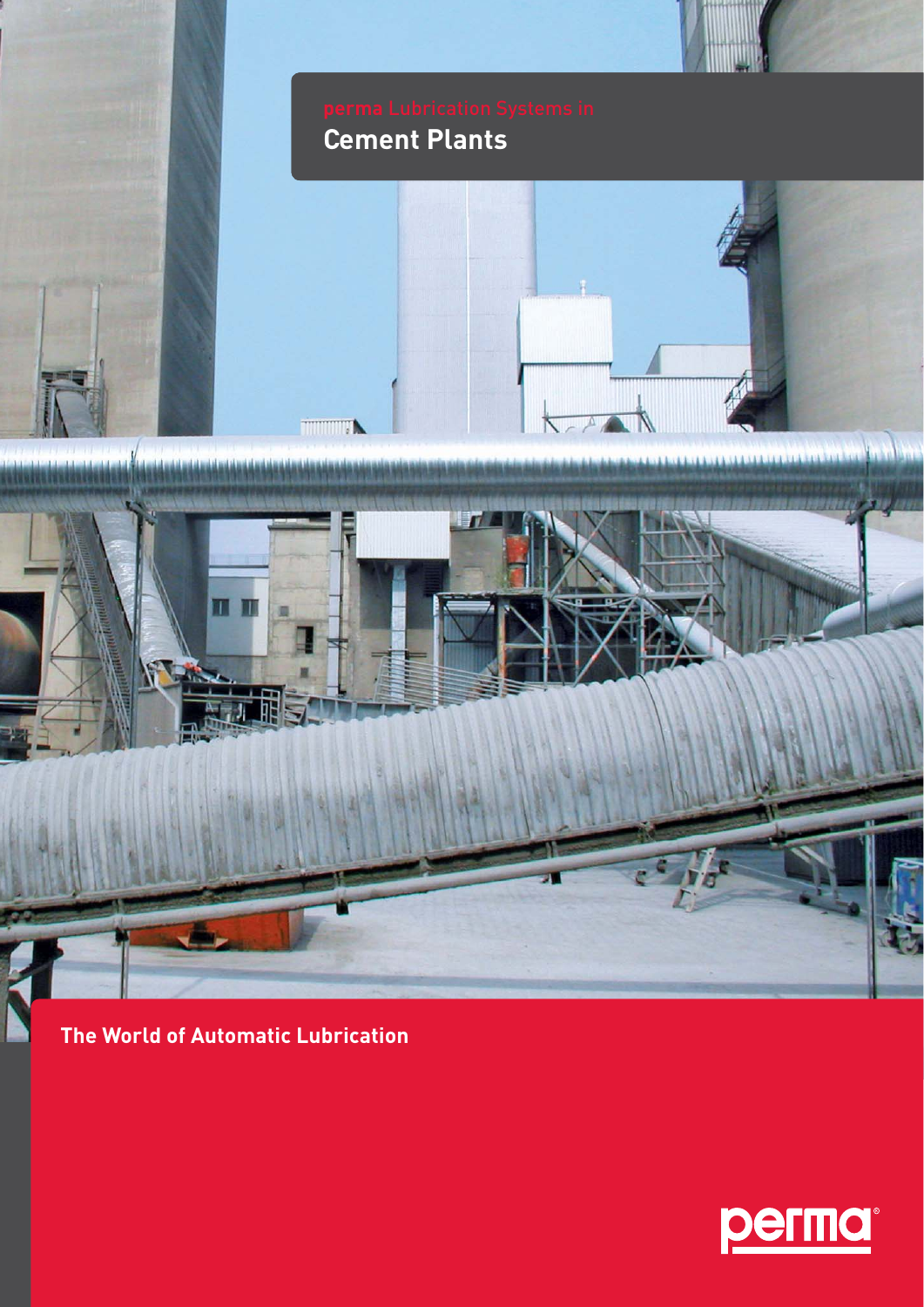perma Lubrication Systems in

# Cement Plants

The World of Automatic Lubrication

perma®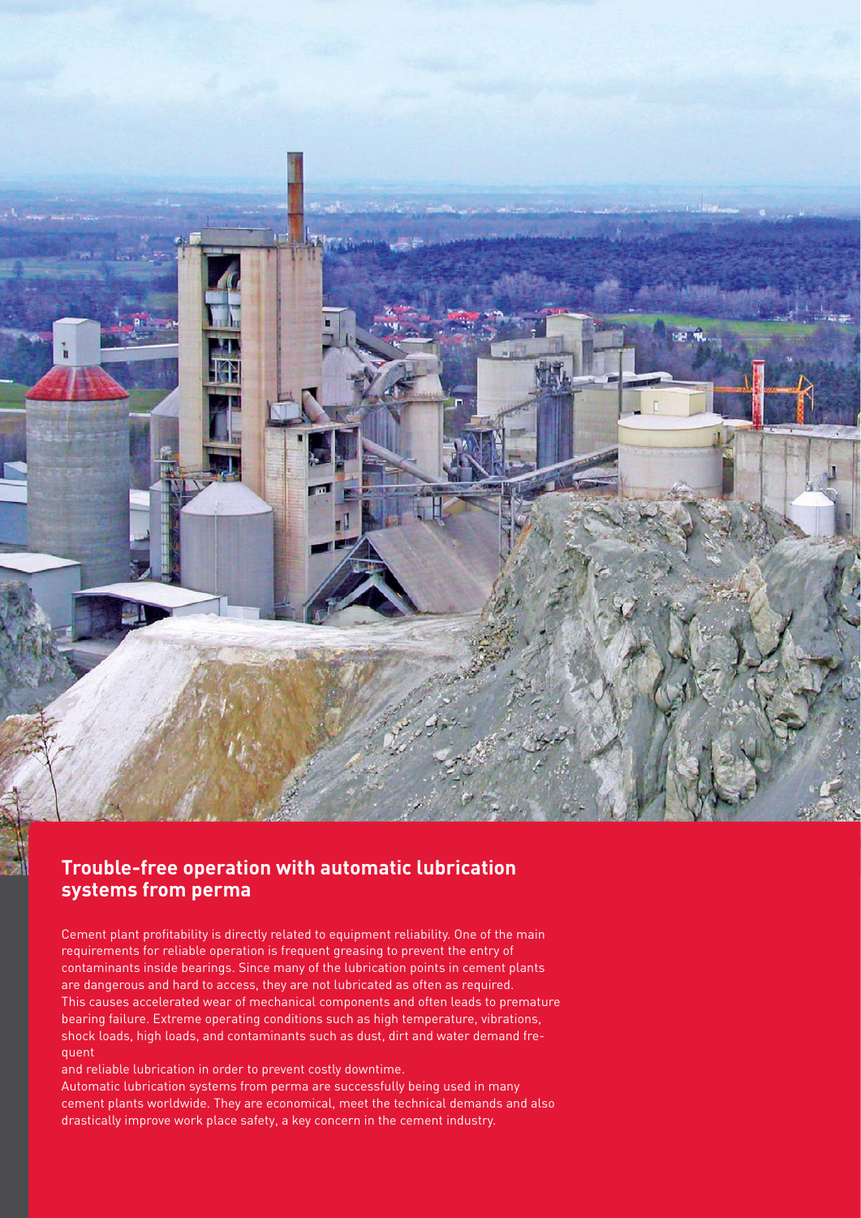## Trouble-free operation with automatic lubrication systems from perma

Cement plant profitability is directly related to equipment reliability. One of the main requirements for reliable operation is frequent greasing to prevent the entry of contaminants inside bearings. Since many of the lubrication points in cement plants are dangerous and hard to access, they are not lubricated as often as required. This causes accelerated wear of mechanical components and often leads to premature bearing failure. Extreme operating conditions such as high temperature, vibrations, shock loads, high loads, and contaminants such as dust, dirt and water demand frequent and reliable lubrication in order to prevent costly downtime.

Automatic lubrication systems from perma are successfully being used in many cement plants worldwide. They are economical, meet the technical demands and also drastically improve work place safety, a key concern in the cement industry.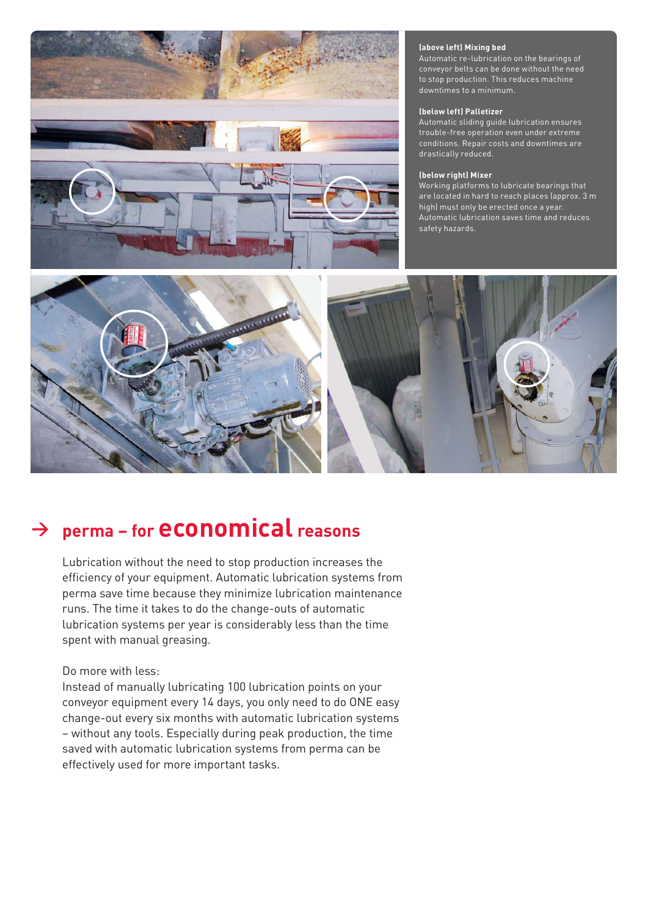**(above left) Mixing bed**
Automatic re-lubrication on the bearings of conveyor belts can be done without the need to stop production. This reduces machine downtimes to a minimum.

**(below left) Palletizer**
Automatic sliding guide lubrication ensures trouble-free operation even under extreme conditions. Repair costs and downtimes are drastically reduced.

**(below right) Mixer**
Working platforms to lubricate bearings that are located in hard to reach places (approx. 3 m high) must only be erected once a year. Automatic lubrication saves time and reduces safety hazards.

## → perma – for economical reasons

Lubrication without the need to stop production increases the efficiency of your equipment. Automatic lubrication systems from perma save time because they minimize lubrication maintenance runs. The time it takes to do the change-outs of automatic lubrication systems per year is considerably less than the time spent with manual greasing.

Do more with less:
Instead of manually lubricating 100 lubrication points on your conveyor equipment every 14 days, you only need to do ONE easy change-out every six months with automatic lubrication systems – without any tools. Especially during peak production, the time saved with automatic lubrication systems from perma can be effectively used for more important tasks.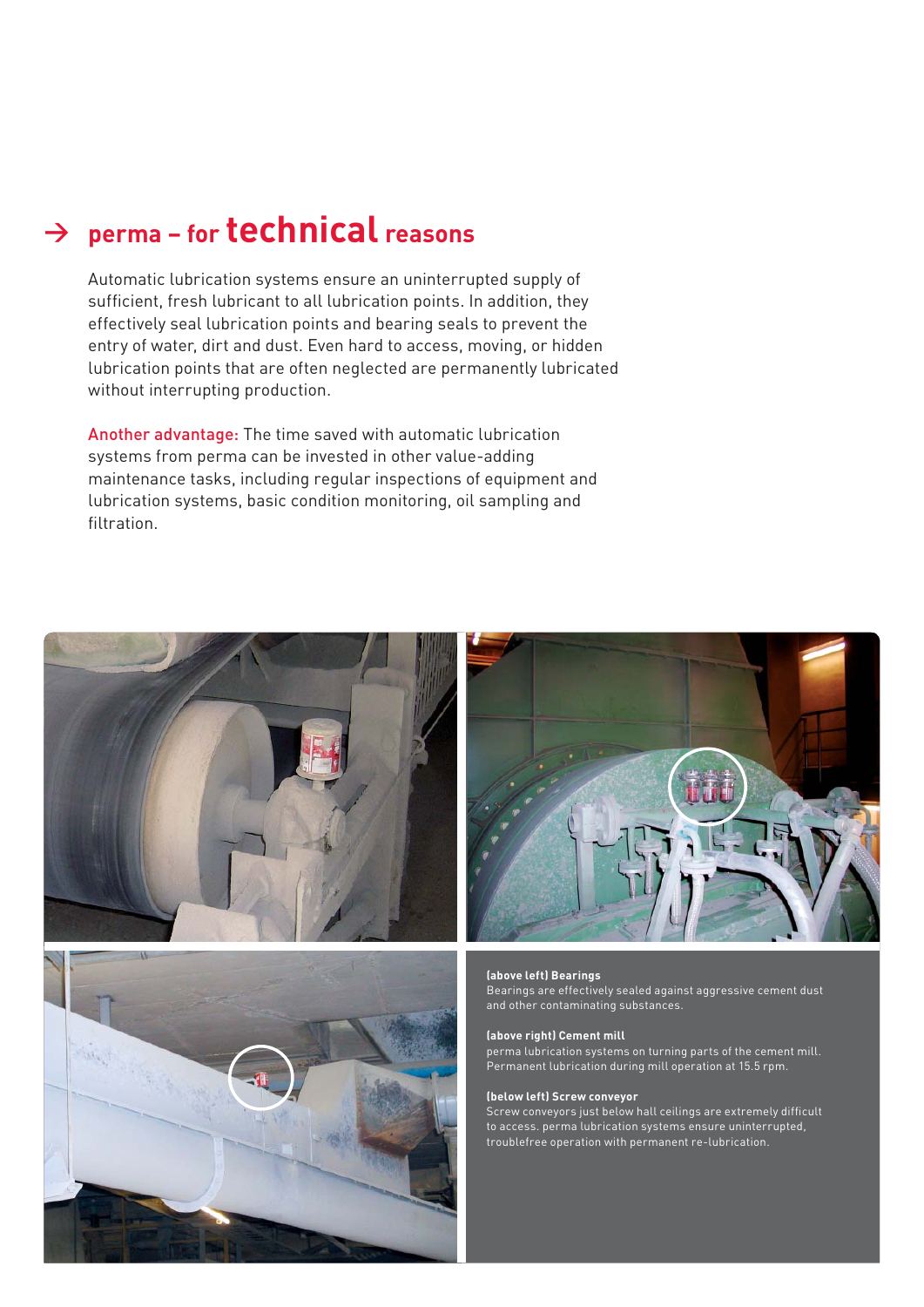## → perma – for **technical** reasons

Automatic lubrication systems ensure an uninterrupted supply of sufficient, fresh lubricant to all lubrication points. In addition, they effectively seal lubrication points and bearing seals to prevent the entry of water, dirt and dust. Even hard to access, moving, or hidden lubrication points that are often neglected are permanently lubricated without interrupting production.

**Another advantage:** The time saved with automatic lubrication systems from perma can be invested in other value-adding maintenance tasks, including regular inspections of equipment and lubrication systems, basic condition monitoring, oil sampling and filtration.

**(above left) Bearings**
Bearings are effectively sealed against aggressive cement dust and other contaminating substances.

**(above right) Cement mill**
perma lubrication systems on turning parts of the cement mill. Permanent lubrication during mill operation at 15.5 rpm.

**(below left) Screw conveyor**
Screw conveyors just below hall ceilings are extremely difficult to access. perma lubrication systems ensure uninterrupted, troublefree operation with permanent re-lubrication.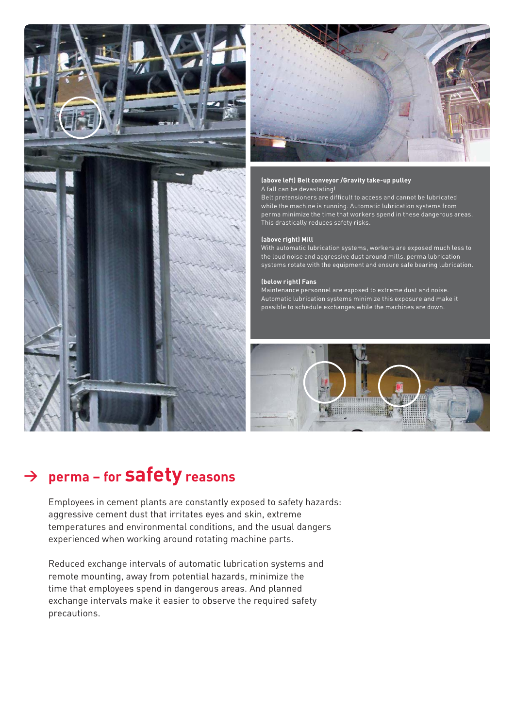**(above left) Belt conveyor /Gravity take-up pulley**
A fall can be devastating!
Belt pretensioners are difficult to access and cannot be lubricated while the machine is running. Automatic lubrication systems from perma minimize the time that workers spend in these dangerous areas. This drastically reduces safety risks.

**(above right) Mill**
With automatic lubrication systems, workers are exposed much less to the loud noise and aggressive dust around mills. perma lubrication systems rotate with the equipment and ensure safe bearing lubrication.

**(below right) Fans**
Maintenance personnel are exposed to extreme dust and noise. Automatic lubrication systems minimize this exposure and make it possible to schedule exchanges while the machines are down.

## → perma – for **safety** reasons

Employees in cement plants are constantly exposed to safety hazards: aggressive cement dust that irritates eyes and skin, extreme temperatures and environmental conditions, and the usual dangers experienced when working around rotating machine parts.

Reduced exchange intervals of automatic lubrication systems and remote mounting, away from potential hazards, minimize the time that employees spend in dangerous areas. And planned exchange intervals make it easier to observe the required safety precautions.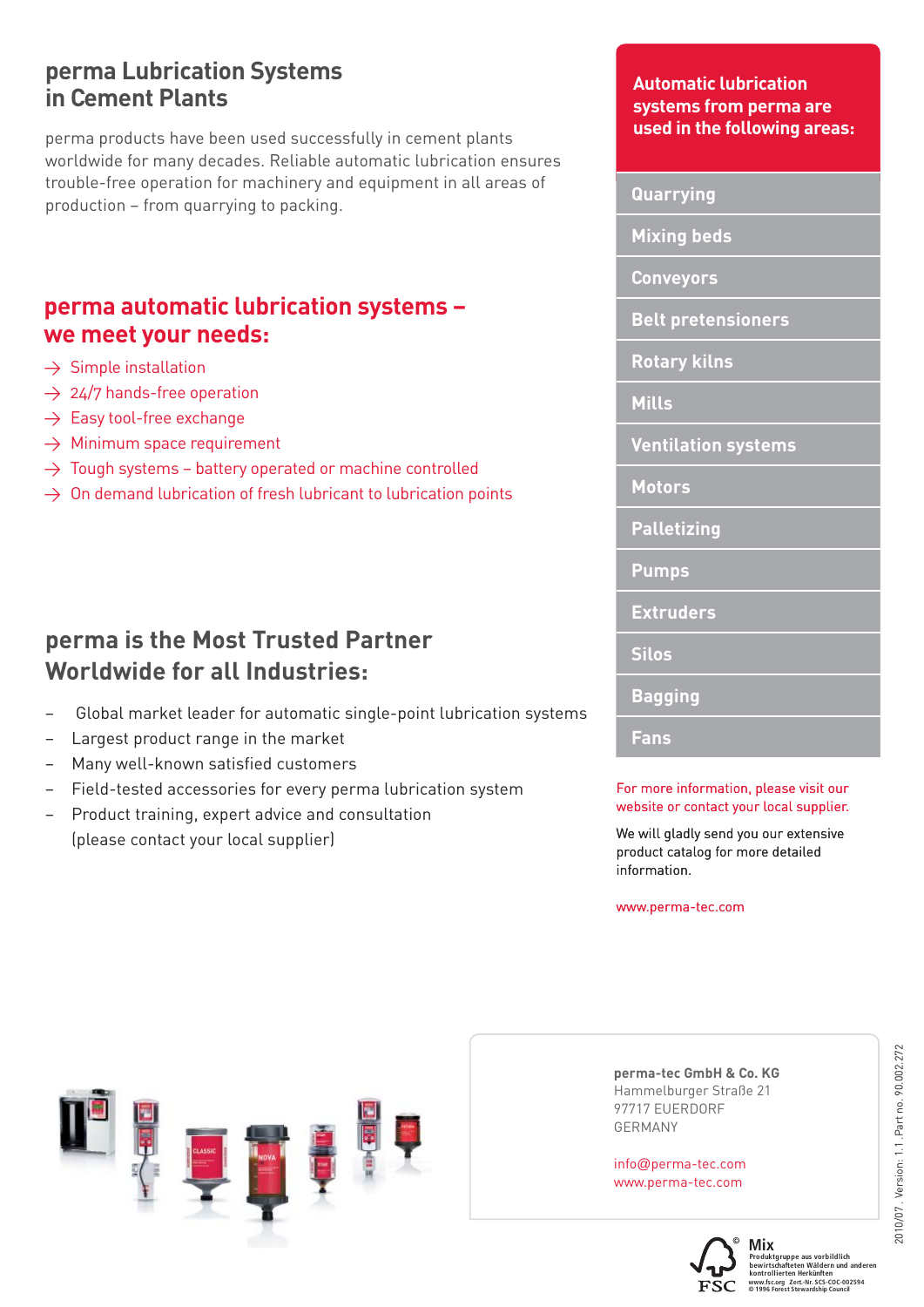## perma Lubrication Systems in Cement Plants

perma products have been used successfully in cement plants worldwide for many decades. Reliable automatic lubrication ensures trouble-free operation for machinery and equipment in all areas of production – from quarrying to packing.

## perma automatic lubrication systems – we meet your needs:

→ Simple installation
→ 24/7 hands-free operation
→ Easy tool-free exchange
→ Minimum space requirement
→ Tough systems – battery operated or machine controlled
→ On demand lubrication of fresh lubricant to lubrication points

## perma is the Most Trusted Partner Worldwide for all Industries:

- Global market leader for automatic single-point lubrication systems
- Largest product range in the market
- Many well-known satisfied customers
- Field-tested accessories for every perma lubrication system
- Product training, expert advice and consultation (please contact your local supplier)

**Automatic lubrication systems from perma are used in the following areas:**

- Quarrying
- Mixing beds
- Conveyors
- Belt pretensioners
- Rotary kilns
- Mills
- Ventilation systems
- Motors
- Palletizing
- Pumps
- Extruders
- Silos
- Bagging
- Fans

For more information, please visit our website or contact your local supplier.

We will gladly send you our extensive product catalog for more detailed information.

www.perma-tec.com

**perma-tec GmbH & Co. KG**
Hammelburger Straße 21
97717 EUERDORF
GERMANY

info@perma-tec.com
www.perma-tec.com

2010/07 . Version: 1.1. Part no. 90.002.272

FSC Mix
Produktgruppe aus vorbildlich bewirtschafteten Wäldern und anderen kontrollierten Herkünften
www.fsc.org Zert.-Nr. SCS-COC-002594
© 1996 Forest Stewardship Council